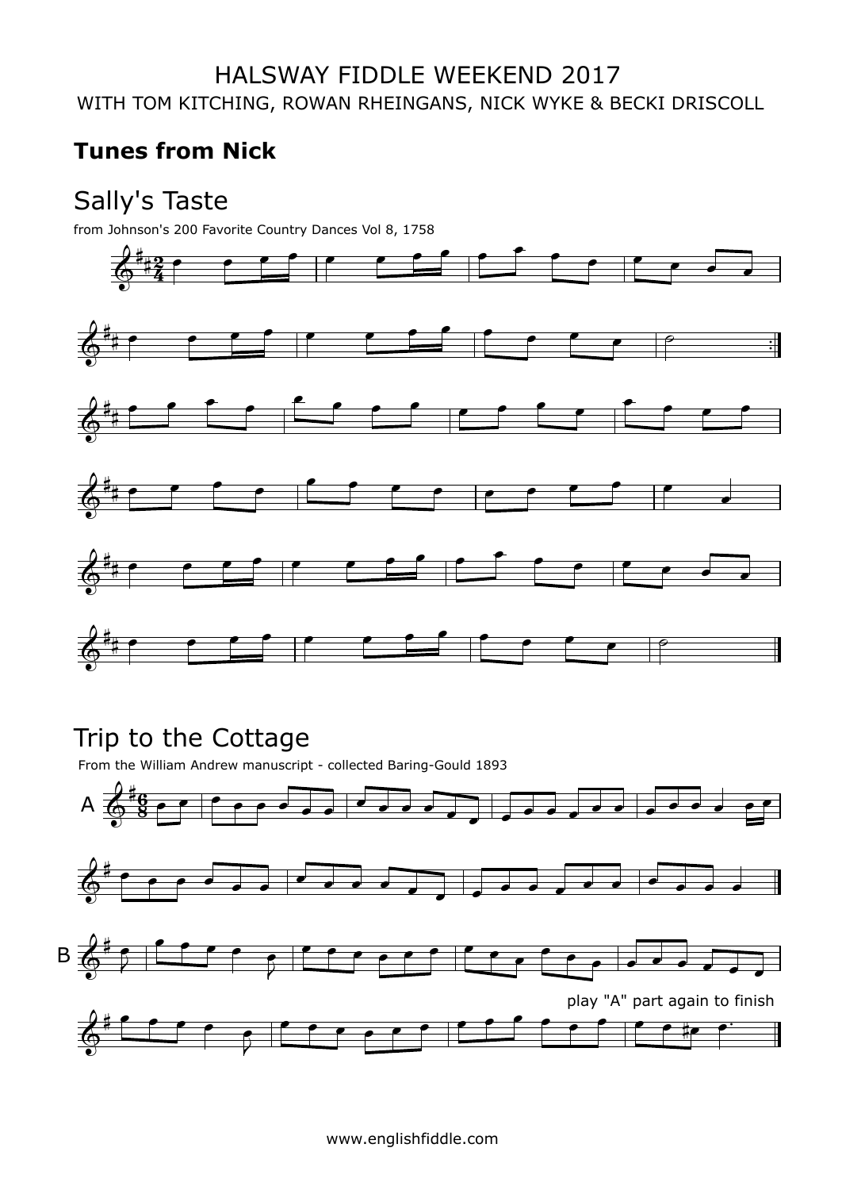HALSWAY FIDDLE WEEKEND 2017

WITH TOM KITCHING, ROWAN RHEINGANS, NICK WYKE & BECKI DRISCOLL

**Tunes from Nick**

## Sally's Taste

from Johnson's 200 Favorite Country Dances Vol 8, 1758

## Trip to the Cottage

From the William Andrew manuscript - collected Baring-Gould 1893

A

B

play "A" part again to finish

www.englishfiddle.com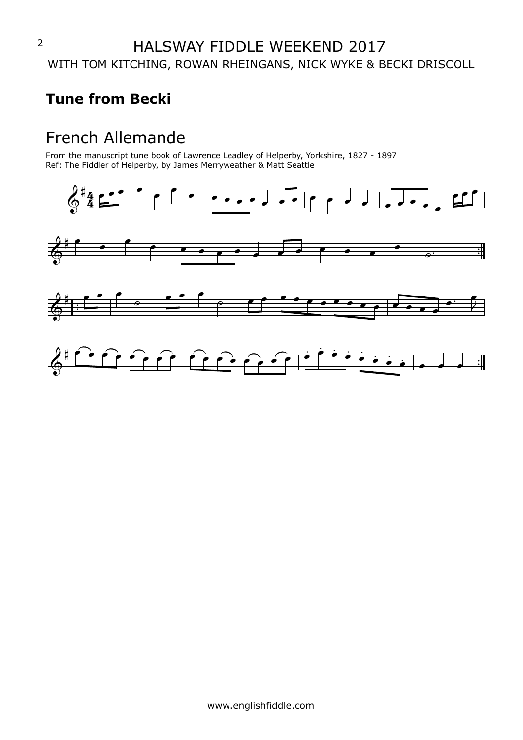# HALSWAY FIDDLE WEEKEND 2017

WITH TOM KITCHING, ROWAN RHEINGANS, NICK WYKE & BECKI DRISCOLL

## Tune from Becki

## French Allemande

From the manuscript tune book of Lawrence Leadley of Helperby, Yorkshire, 1827 - 1897
Ref: The Fiddler of Helperby, by James Merryweather & Matt Seattle

www.englishfiddle.com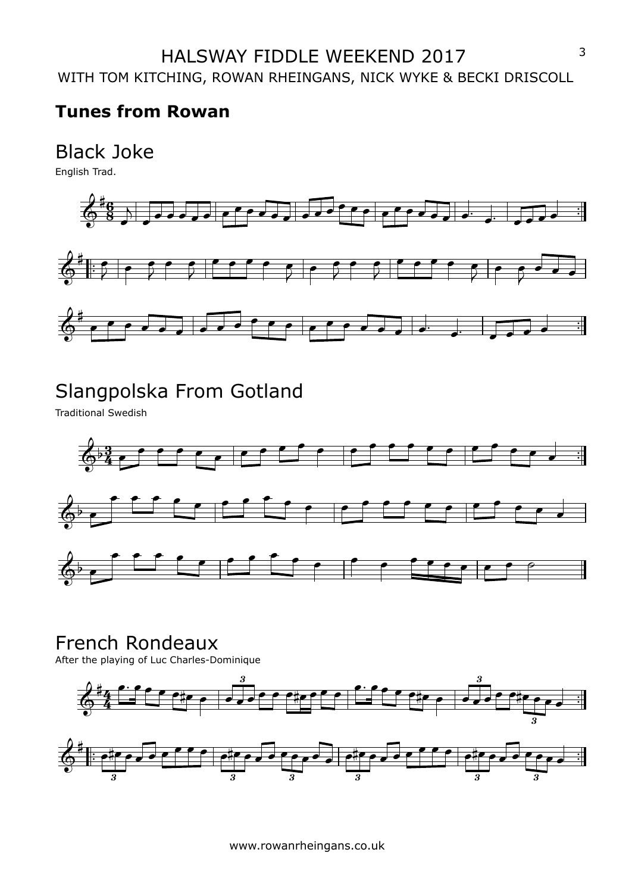# HALSWAY FIDDLE WEEKEND 2017

WITH TOM KITCHING, ROWAN RHEINGANS, NICK WYKE & BECKI DRISCOLL

## Tunes from Rowan

### Black Joke

English Trad.

### Slangpolska From Gotland

Traditional Swedish

### French Rondeaux

After the playing of Luc Charles-Dominique

www.rowanrheingans.co.uk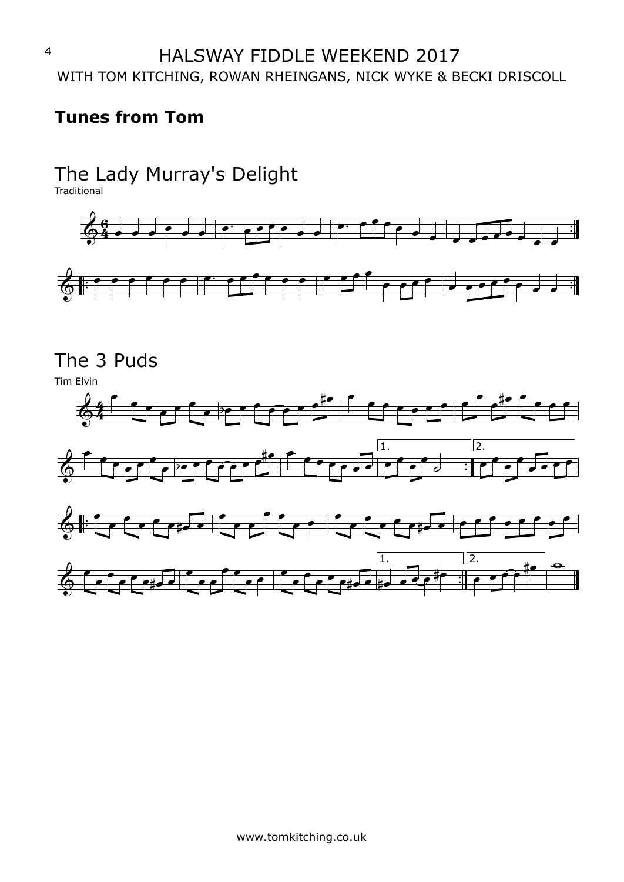# HALSWAY FIDDLE WEEKEND 2017

WITH TOM KITCHING, ROWAN RHEINGANS, NICK WYKE & BECKI DRISCOLL

## Tunes from Tom

### The Lady Murray's Delight

Traditional

### The 3 Puds

Tim Elvin

www.tomkitching.co.uk